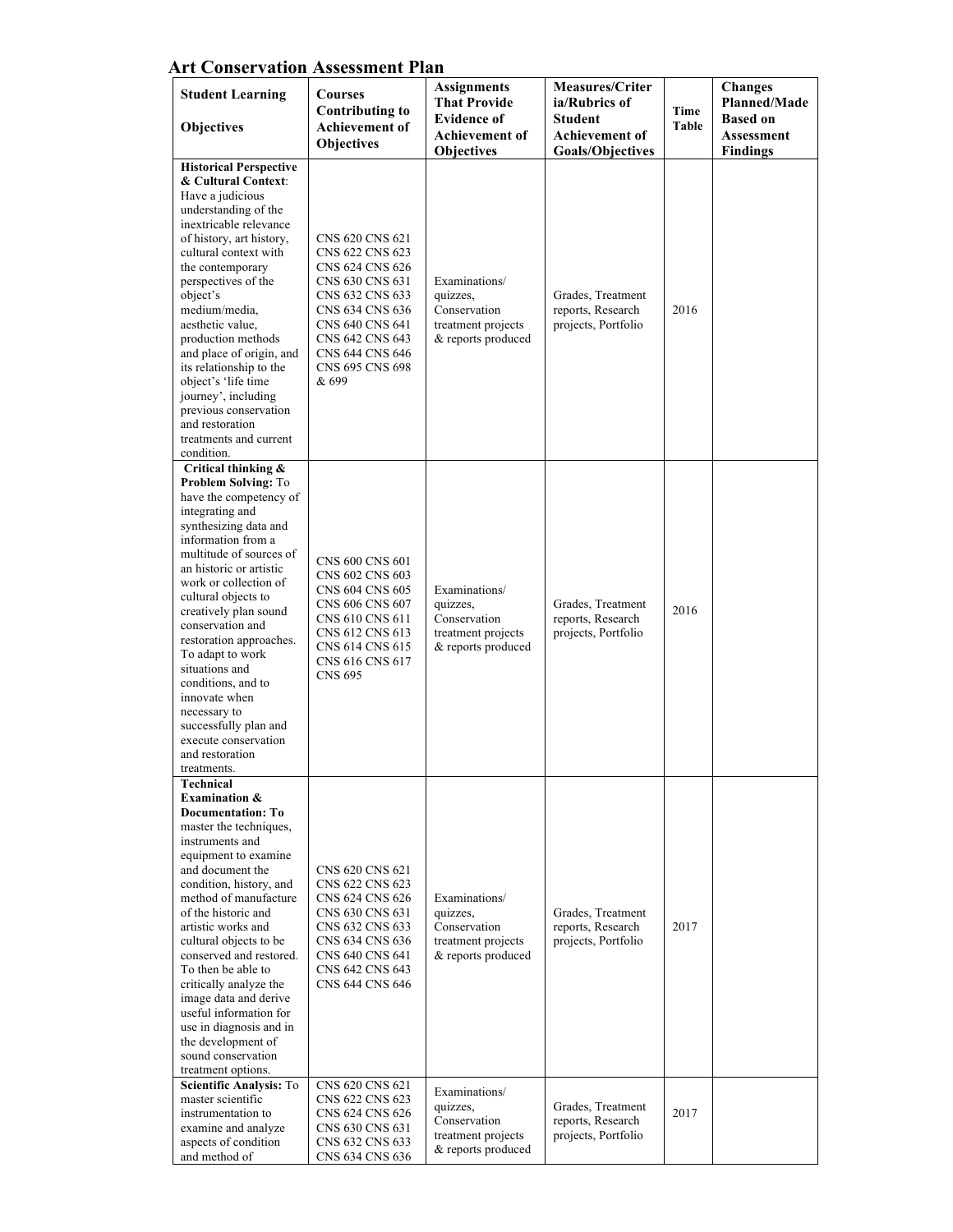## Art Conservation Assessment Plan

| Student Learning Objectives | Courses Contributing to Achievement of Objectives | Assignments That Provide Evidence of Achievement of Objectives | Measures/Criteria/Rubrics of Student Achievement of Goals/Objectives | Time Table | Changes Planned/Made Based on Assessment Findings |
|---|---|---|---|---|---|
| **Historical Perspective & Cultural Context**: Have a judicious understanding of the inextricable relevance of history, art history, cultural context with the contemporary perspectives of the object's medium/media, aesthetic value, production methods and place of origin, and its relationship to the object's 'life time journey', including previous conservation and restoration treatments and current condition. | CNS 620 CNS 621 CNS 622 CNS 623 CNS 624 CNS 626 CNS 630 CNS 631 CNS 632 CNS 633 CNS 634 CNS 636 CNS 640 CNS 641 CNS 642 CNS 643 CNS 644 CNS 646 CNS 695 CNS 698 & 699 | Examinations/ quizzes, Conservation treatment projects & reports produced | Grades, Treatment reports, Research projects, Portfolio | 2016 | |
| **Critical thinking & Problem Solving:** To have the competency of integrating and synthesizing data and information from a multitude of sources of an historic or artistic work or collection of cultural objects to creatively plan sound conservation and restoration approaches. To adapt to work situations and conditions, and to innovate when necessary to successfully plan and execute conservation and restoration treatments. | CNS 600 CNS 601 CNS 602 CNS 603 CNS 604 CNS 605 CNS 606 CNS 607 CNS 610 CNS 611 CNS 612 CNS 613 CNS 614 CNS 615 CNS 616 CNS 617 CNS 695 | Examinations/ quizzes, Conservation treatment projects & reports produced | Grades, Treatment reports, Research projects, Portfolio | 2016 | |
| **Technical Examination & Documentation: To** master the techniques, instruments and equipment to examine and document the condition, history, and method of manufacture of the historic and artistic works and cultural objects to be conserved and restored. To then be able to critically analyze the image data and derive useful information for use in diagnosis and in the development of sound conservation treatment options. | CNS 620 CNS 621 CNS 622 CNS 623 CNS 624 CNS 626 CNS 630 CNS 631 CNS 632 CNS 633 CNS 634 CNS 636 CNS 640 CNS 641 CNS 642 CNS 643 CNS 644 CNS 646 | Examinations/ quizzes, Conservation treatment projects & reports produced | Grades, Treatment reports, Research projects, Portfolio | 2017 | |
| **Scientific Analysis:** To master scientific instrumentation to examine and analyze aspects of condition and method of | CNS 620 CNS 621 CNS 622 CNS 623 CNS 624 CNS 626 CNS 630 CNS 631 CNS 632 CNS 633 CNS 634 CNS 636 | Examinations/ quizzes, Conservation treatment projects & reports produced | Grades, Treatment reports, Research projects, Portfolio | 2017 | |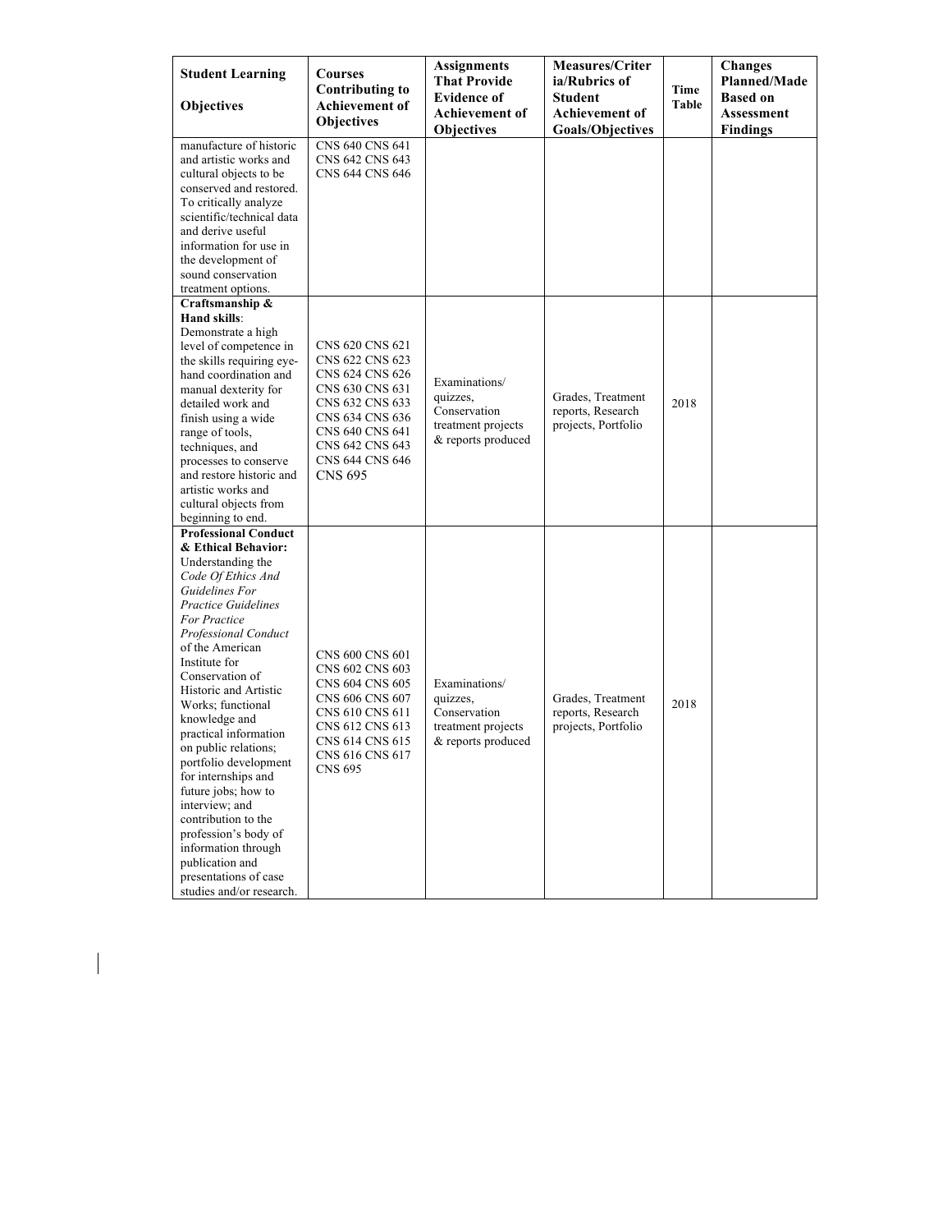| Student Learning Objectives | Courses Contributing to Achievement of Objectives | Assignments That Provide Evidence of Achievement of Objectives | Measures/Criteria/Rubrics of Student Achievement of Goals/Objectives | Time Table | Changes Planned/Made Based on Assessment Findings |
| --- | --- | --- | --- | --- | --- |
| manufacture of historic and artistic works and cultural objects to be conserved and restored. To critically analyze scientific/technical data and derive useful information for use in the development of sound conservation treatment options. | CNS 640 CNS 641 CNS 642 CNS 643 CNS 644 CNS 646 | | | | |
| **Craftsmanship & Hand skills**: Demonstrate a high level of competence in the skills requiring eye-hand coordination and manual dexterity for detailed work and finish using a wide range of tools, techniques, and processes to conserve and restore historic and artistic works and cultural objects from beginning to end. | CNS 620 CNS 621 CNS 622 CNS 623 CNS 624 CNS 626 CNS 630 CNS 631 CNS 632 CNS 633 CNS 634 CNS 636 CNS 640 CNS 641 CNS 642 CNS 643 CNS 644 CNS 646 CNS 695 | Examinations/ quizzes, Conservation treatment projects & reports produced | Grades, Treatment reports, Research projects, Portfolio | 2018 | |
| **Professional Conduct & Ethical Behavior:** Understanding the *Code Of Ethics And Guidelines For Practice Guidelines For Practice Professional Conduct* of the American Institute for Conservation of Historic and Artistic Works; functional knowledge and practical information on public relations; portfolio development for internships and future jobs; how to interview; and contribution to the profession's body of information through publication and presentations of case studies and/or research. | CNS 600 CNS 601 CNS 602 CNS 603 CNS 604 CNS 605 CNS 606 CNS 607 CNS 610 CNS 611 CNS 612 CNS 613 CNS 614 CNS 615 CNS 616 CNS 617 CNS 695 | Examinations/ quizzes, Conservation treatment projects & reports produced | Grades, Treatment reports, Research projects, Portfolio | 2018 | |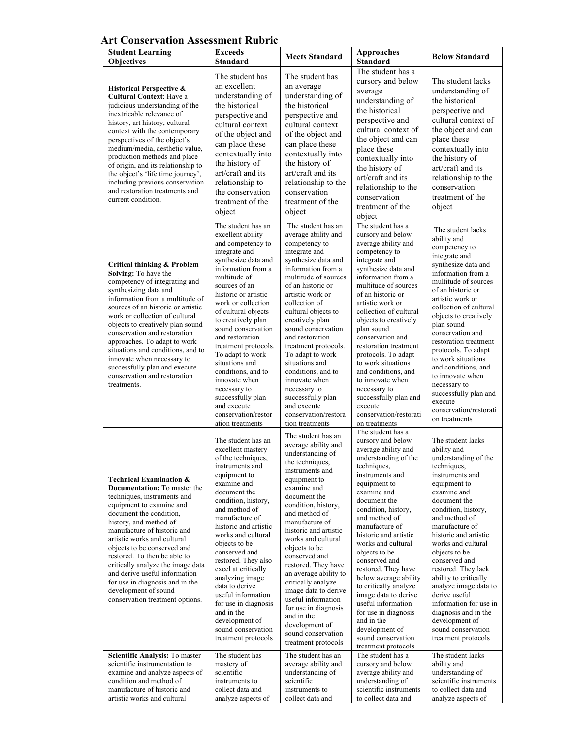# Art Conservation Assessment Rubric

| Student Learning Objectives | Exceeds Standard | Meets Standard | Approaches Standard | Below Standard |
|---|---|---|---|---|
| **Historical Perspective & Cultural Context**: Have a judicious understanding of the inextricable relevance of history, art history, cultural context with the contemporary perspectives of the object's medium/media, aesthetic value, production methods and place of origin, and its relationship to the object's 'life time journey', including previous conservation and restoration treatments and current condition. | The student has an excellent understanding of the historical perspective and cultural context of the object and can place these contextually into the history of art/craft and its relationship to the conservation treatment of the object | The student has an average understanding of the historical perspective and cultural context of the object and can place these contextually into the history of art/craft and its relationship to the conservation treatment of the object | The student has a cursory and below average understanding of the historical perspective and cultural context of the object and can place these contextually into the history of art/craft and its relationship to the conservation treatment of the object | The student lacks understanding of the historical perspective and cultural context of the object and can place these contextually into the history of art/craft and its relationship to the conservation treatment of the object |
| **Critical thinking & Problem Solving:** To have the competency of integrating and synthesizing data and information from a multitude of sources of an historic or artistic work or collection of cultural objects to creatively plan sound conservation and restoration approaches. To adapt to work situations and conditions, and to innovate when necessary to successfully plan and execute conservation and restoration treatments. | The student has an excellent ability and competency to integrate and synthesize data and information from a multitude of sources of an historic or artistic work or collection of cultural objects to creatively plan sound conservation and restoration treatment protocols. To adapt to work situations and conditions, and to innovate when necessary to successfully plan and execute conservation/restoration treatments | The student has an average ability and competency to integrate and synthesize data and information from a multitude of sources of an historic or artistic work or collection of cultural objects to creatively plan sound conservation and restoration treatment protocols. To adapt to work situations and conditions, and to innovate when necessary to successfully plan and execute conservation/restoration treatments | The student has a cursory and below average ability and competency to integrate and synthesize data and information from a multitude of sources of an historic or artistic work or collection of cultural objects to creatively plan sound conservation and restoration treatment protocols. To adapt to work situations and conditions, and to innovate when necessary to successfully plan and execute conservation/restoration treatments | The student lacks ability and competency to integrate and synthesize data and information from a multitude of sources of an historic or artistic work or collection of cultural objects to creatively plan sound conservation and restoration treatment protocols. To adapt to work situations and conditions, and to innovate when necessary to successfully plan and execute conservation/restoration treatments |
| **Technical Examination & Documentation:** To master the techniques, instruments and equipment to examine and document the condition, history, and method of manufacture of historic and artistic works and cultural objects to be conserved and restored. To then be able to critically analyze the image data and derive useful information for use in diagnosis and in the development of sound conservation treatment options. | The student has an excellent mastery of the techniques, instruments and equipment to examine and document the condition, history, and method of manufacture of historic and artistic works and cultural objects to be conserved and restored. They also excel at critically analyzing image data to derive useful information for use in diagnosis and in the development of sound conservation treatment protocols | The student has an average ability and understanding of the techniques, instruments and equipment to examine and document the condition, history, and method of manufacture of historic and artistic works and cultural objects to be conserved and restored. They have an average ability to critically analyze image data to derive useful information for use in diagnosis and in the development of sound conservation treatment protocols | The student has a cursory and below average ability and understanding of the techniques, instruments and equipment to examine and document the condition, history, and method of manufacture of historic and artistic works and cultural objects to be conserved and restored. They have below average ability to critically analyze image data to derive useful information for use in diagnosis and in the development of sound conservation treatment protocols | The student lacks ability and understanding of the techniques, instruments and equipment to examine and document the condition, history, and method of manufacture of historic and artistic works and cultural objects to be conserved and restored. They lack ability to critically analyze image data to derive useful information for use in diagnosis and in the development of sound conservation treatment protocols |
| **Scientific Analysis:** To master scientific instrumentation to examine and analyze aspects of condition and method of manufacture of historic and artistic works and cultural | The student has mastery of scientific instruments to collect data and analyze aspects of | The student has an average ability and understanding of scientific instruments to collect data and | The student has a cursory and below average ability and understanding of scientific instruments to collect data and | The student lacks ability and understanding of scientific instruments to collect data and analyze aspects of |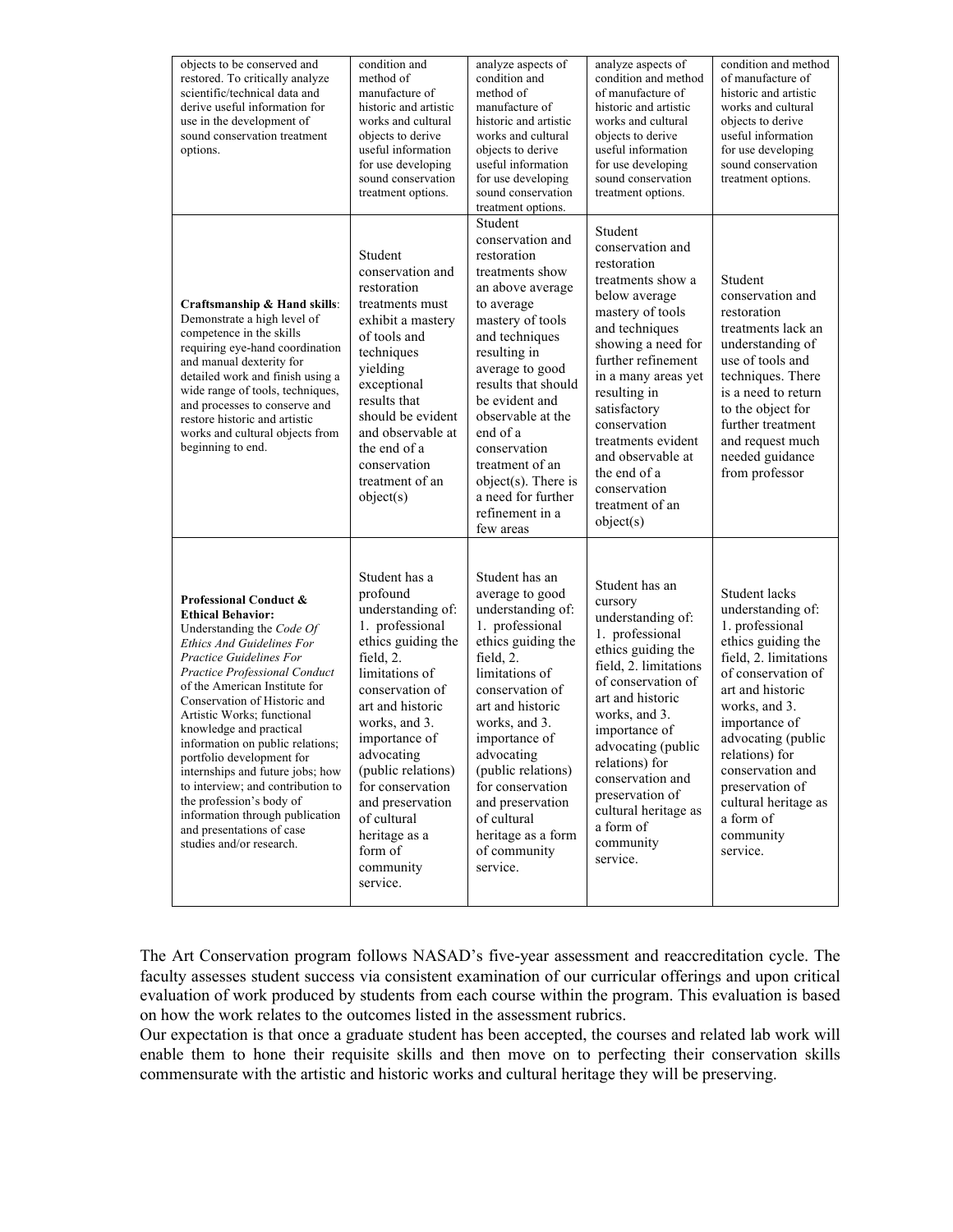| | | | | |
|---|---|---|---|---|
| objects to be conserved and restored. To critically analyze scientific/technical data and derive useful information for use in the development of sound conservation treatment options. | condition and method of manufacture of historic and artistic works and cultural objects to derive useful information for use developing sound conservation treatment options. | analyze aspects of condition and method of manufacture of historic and artistic works and cultural objects to derive useful information for use developing sound conservation treatment options. | analyze aspects of condition and method of manufacture of historic and artistic works and cultural objects to derive useful information for use developing sound conservation treatment options. | condition and method of manufacture of historic and artistic works and cultural objects to derive useful information for use developing sound conservation treatment options. |
| **Craftsmanship & Hand skills**: Demonstrate a high level of competence in the skills requiring eye-hand coordination and manual dexterity for detailed work and finish using a wide range of tools, techniques, and processes to conserve and restore historic and artistic works and cultural objects from beginning to end. | Student conservation and restoration treatments must exhibit a mastery of tools and techniques yielding exceptional results that should be evident and observable at the end of a conservation treatment of an object(s) | Student conservation and restoration treatments show an above average to average mastery of tools and techniques resulting in average to good results that should be evident and observable at the end of a conservation treatment of an object(s). There is a need for further refinement in a few areas | Student conservation and restoration treatments show a below average mastery of tools and techniques showing a need for further refinement in a many areas yet resulting in satisfactory conservation treatments evident and observable at the end of a conservation treatment of an object(s) | Student conservation and restoration treatments lack an understanding of use of tools and techniques. There is a need to return to the object for further treatment and request much needed guidance from professor |
| **Professional Conduct & Ethical Behavior:** Understanding the *Code Of Ethics And Guidelines For Practice Guidelines For Practice Professional Conduct* of the American Institute for Conservation of Historic and Artistic Works; functional knowledge and practical information on public relations; portfolio development for internships and future jobs; how to interview; and contribution to the profession's body of information through publication and presentations of case studies and/or research. | Student has a profound understanding of: 1. professional ethics guiding the field, 2. limitations of conservation of art and historic works, and 3. importance of advocating (public relations) for conservation and preservation of cultural heritage as a form of community service. | Student has an average to good understanding of: 1. professional ethics guiding the field, 2. limitations of conservation of art and historic works, and 3. importance of advocating (public relations) for conservation and preservation of cultural heritage as a form of community service. | Student has an cursory understanding of: 1. professional ethics guiding the field, 2. limitations of conservation of art and historic works, and 3. importance of advocating (public relations) for conservation and preservation of cultural heritage as a form of community service. | Student lacks understanding of: 1. professional ethics guiding the field, 2. limitations of conservation of art and historic works, and 3. importance of advocating (public relations) for conservation and preservation of cultural heritage as a form of community service. |

The Art Conservation program follows NASAD's five-year assessment and reaccreditation cycle. The faculty assesses student success via consistent examination of our curricular offerings and upon critical evaluation of work produced by students from each course within the program. This evaluation is based on how the work relates to the outcomes listed in the assessment rubrics.

Our expectation is that once a graduate student has been accepted, the courses and related lab work will enable them to hone their requisite skills and then move on to perfecting their conservation skills commensurate with the artistic and historic works and cultural heritage they will be preserving.